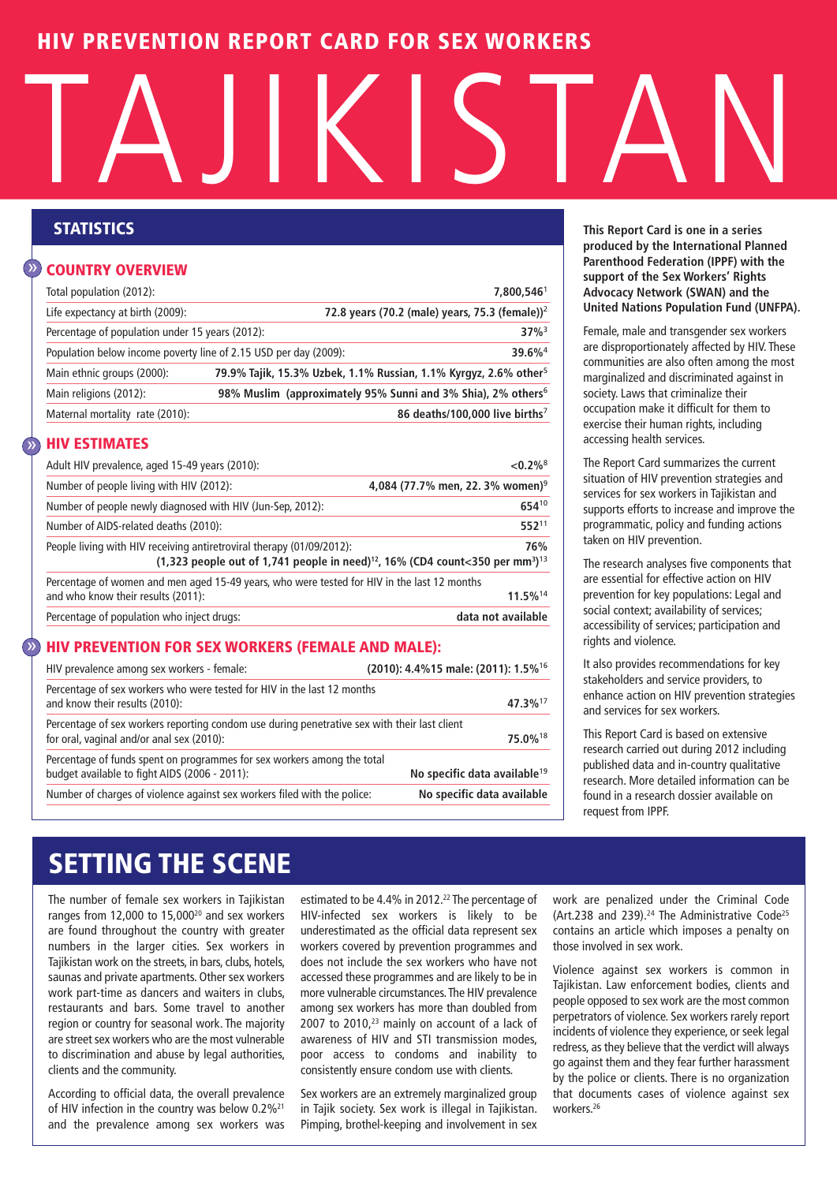# HIV PREVENTION REPORT CARD FOR SEX WORKERS

# TAJIKISTAN

## STATISTICS

### COUNTRY OVERVIEW

| | |
|---|---|
| Total population (2012): | 7,800,546[1] |
| Life expectancy at birth (2009): | 72.8 years (70.2 (male) years, 75.3 (female))[2] |
| Percentage of population under 15 years (2012): | 37%[3] |
| Population below income poverty line of 2.15 USD per day (2009): | 39.6%[4] |
| Main ethnic groups (2000): | 79.9% Tajik, 15.3% Uzbek, 1.1% Russian, 1.1% Kyrgyz, 2.6% other[5] |
| Main religions (2012): | 98% Muslim (approximately 95% Sunni and 3% Shia), 2% others[6] |
| Maternal mortality rate (2010): | 86 deaths/100,000 live births[7] |

### HIV ESTIMATES

| | |
|---|---|
| Adult HIV prevalence, aged 15-49 years (2010): | <0.2%[8] |
| Number of people living with HIV (2012): | 4,084 (77.7% men, 22. 3% women)[9] |
| Number of people newly diagnosed with HIV (Jun-Sep, 2012): | 654[10] |
| Number of AIDS-related deaths (2010): | 552[11] |
| People living with HIV receiving antiretroviral therapy (01/09/2012): | 76% (1,323 people out of 1,741 people in need)[12], 16% (CD4 count<350 per mm³)[13] |
| Percentage of women and men aged 15-49 years, who were tested for HIV in the last 12 months and who know their results (2011): | 11.5%[14] |
| Percentage of population who inject drugs: | data not available |

### HIV PREVENTION FOR SEX WORKERS (FEMALE AND MALE):

| | |
|---|---|
| HIV prevalence among sex workers - female: | (2010): 4.4%15 male: (2011): 1.5%[16] |
| Percentage of sex workers who were tested for HIV in the last 12 months and know their results (2010): | 47.3%[17] |
| Percentage of sex workers reporting condom use during penetrative sex with their last client for oral, vaginal and/or anal sex (2010): | 75.0%[18] |
| Percentage of funds spent on programmes for sex workers among the total budget available to fight AIDS (2006 - 2011): | No specific data available[19] |
| Number of charges of violence against sex workers filed with the police: | No specific data available |

**This Report Card is one in a series produced by the International Planned Parenthood Federation (IPPF) with the support of the Sex Workers' Rights Advocacy Network (SWAN) and the United Nations Population Fund (UNFPA).**

Female, male and transgender sex workers are disproportionately affected by HIV. These communities are also often among the most marginalized and discriminated against in society. Laws that criminalize their occupation make it difficult for them to exercise their human rights, including accessing health services.

The Report Card summarizes the current situation of HIV prevention strategies and services for sex workers in Tajikistan and supports efforts to increase and improve the programmatic, policy and funding actions taken on HIV prevention.

The research analyses five components that are essential for effective action on HIV prevention for key populations: Legal and social context; availability of services; accessibility of services; participation and rights and violence.

It also provides recommendations for key stakeholders and service providers, to enhance action on HIV prevention strategies and services for sex workers.

This Report Card is based on extensive research carried out during 2012 including published data and in-country qualitative research. More detailed information can be found in a research dossier available on request from IPPF.

## SETTING THE SCENE

The number of female sex workers in Tajikistan ranges from 12,000 to 15,000[20] and sex workers are found throughout the country with greater numbers in the larger cities. Sex workers in Tajikistan work on the streets, in bars, clubs, hotels, saunas and private apartments. Other sex workers work part-time as dancers and waiters in clubs, restaurants and bars. Some travel to another region or country for seasonal work. The majority are street sex workers who are the most vulnerable to discrimination and abuse by legal authorities, clients and the community.

According to official data, the overall prevalence of HIV infection in the country was below 0.2%[21] and the prevalence among sex workers was estimated to be 4.4% in 2012.[22] The percentage of HIV-infected sex workers is likely to be underestimated as the official data represent sex workers covered by prevention programmes and does not include the sex workers who have not accessed these programmes and are likely to be in more vulnerable circumstances. The HIV prevalence among sex workers has more than doubled from 2007 to 2010,[23] mainly on account of a lack of awareness of HIV and STI transmission modes, poor access to condoms and inability to consistently ensure condom use with clients.

Sex workers are an extremely marginalized group in Tajik society. Sex work is illegal in Tajikistan. Pimping, brothel-keeping and involvement in sex work are penalized under the Criminal Code (Art.238 and 239).[24] The Administrative Code[25] contains an article which imposes a penalty on those involved in sex work.

Violence against sex workers is common in Tajikistan. Law enforcement bodies, clients and people opposed to sex work are the most common perpetrators of violence. Sex workers rarely report incidents of violence they experience, or seek legal redress, as they believe that the verdict will always go against them and they fear further harassment by the police or clients. There is no organization that documents cases of violence against sex workers.[26]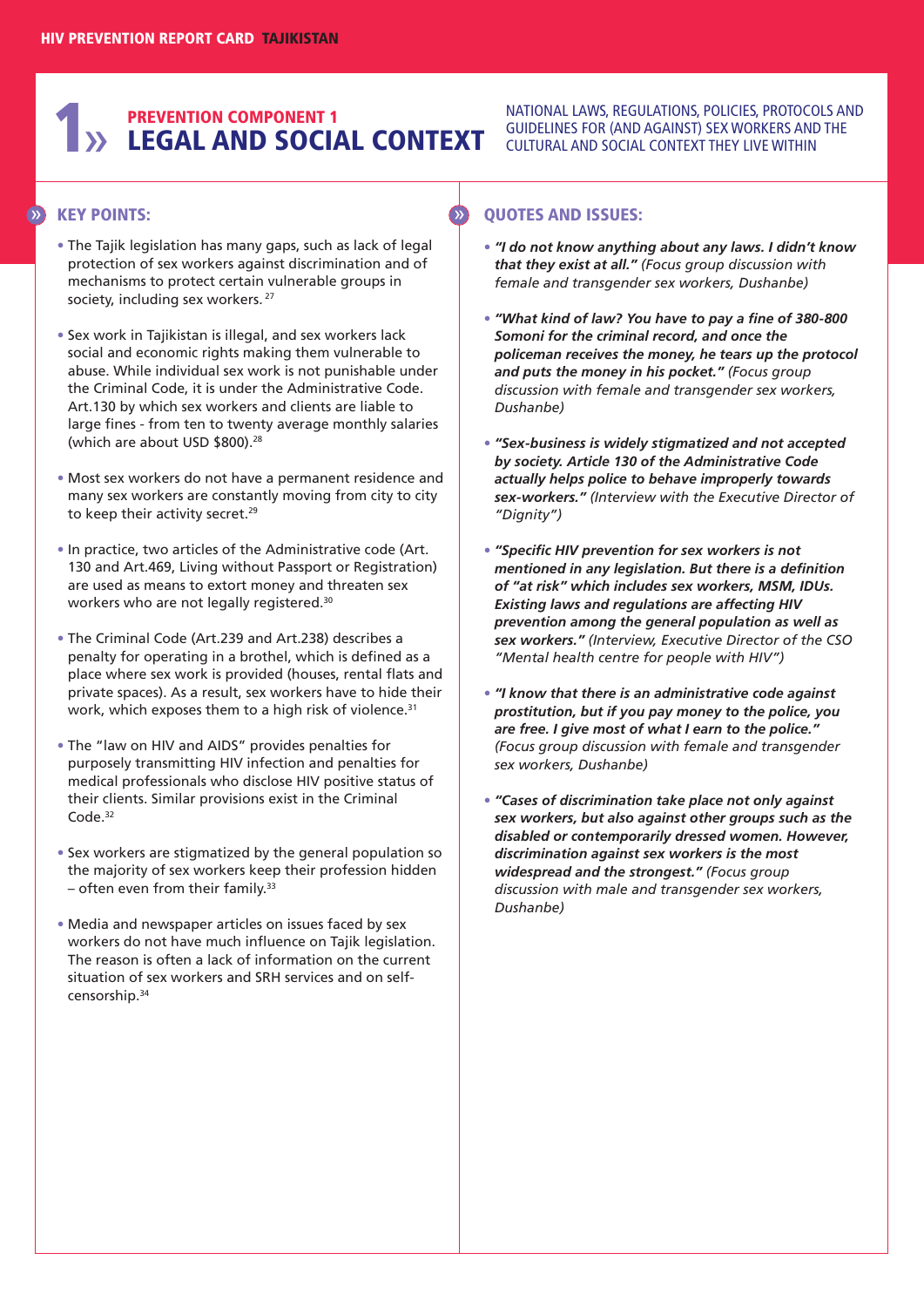# 1 » PREVENTION COMPONENT 1
# LEGAL AND SOCIAL CONTEXT

NATIONAL LAWS, REGULATIONS, POLICIES, PROTOCOLS AND GUIDELINES FOR (AND AGAINST) SEX WORKERS AND THE CULTURAL AND SOCIAL CONTEXT THEY LIVE WITHIN

## KEY POINTS:

- The Tajik legislation has many gaps, such as lack of legal protection of sex workers against discrimination and of mechanisms to protect certain vulnerable groups in society, including sex workers. [27]
- Sex work in Tajikistan is illegal, and sex workers lack social and economic rights making them vulnerable to abuse. While individual sex work is not punishable under the Criminal Code, it is under the Administrative Code. Art.130 by which sex workers and clients are liable to large fines - from ten to twenty average monthly salaries (which are about USD $800).[28]
- Most sex workers do not have a permanent residence and many sex workers are constantly moving from city to city to keep their activity secret.[29]
- In practice, two articles of the Administrative code (Art. 130 and Art.469, Living without Passport or Registration) are used as means to extort money and threaten sex workers who are not legally registered.[30]
- The Criminal Code (Art.239 and Art.238) describes a penalty for operating in a brothel, which is defined as a place where sex work is provided (houses, rental flats and private spaces). As a result, sex workers have to hide their work, which exposes them to a high risk of violence.[31]
- The "law on HIV and AIDS" provides penalties for purposely transmitting HIV infection and penalties for medical professionals who disclose HIV positive status of their clients. Similar provisions exist in the Criminal Code.[32]
- Sex workers are stigmatized by the general population so the majority of sex workers keep their profession hidden – often even from their family.[33]
- Media and newspaper articles on issues faced by sex workers do not have much influence on Tajik legislation. The reason is often a lack of information on the current situation of sex workers and SRH services and on self-censorship.[34]

## QUOTES AND ISSUES:

- ***"I do not know anything about any laws. I didn't know that they exist at all."*** *(Focus group discussion with female and transgender sex workers, Dushanbe)*
- ***"What kind of law? You have to pay a fine of 380-800 Somoni for the criminal record, and once the policeman receives the money, he tears up the protocol and puts the money in his pocket."*** *(Focus group discussion with female and transgender sex workers, Dushanbe)*
- ***"Sex-business is widely stigmatized and not accepted by society. Article 130 of the Administrative Code actually helps police to behave improperly towards sex-workers."*** *(Interview with the Executive Director of "Dignity")*
- ***"Specific HIV prevention for sex workers is not mentioned in any legislation. But there is a definition of "at risk" which includes sex workers, MSM, IDUs. Existing laws and regulations are affecting HIV prevention among the general population as well as sex workers."*** *(Interview, Executive Director of the CSO "Mental health centre for people with HIV")*
- ***"I know that there is an administrative code against prostitution, but if you pay money to the police, you are free. I give most of what I earn to the police."*** *(Focus group discussion with female and transgender sex workers, Dushanbe)*
- ***"Cases of discrimination take place not only against sex workers, but also against other groups such as the disabled or contemporarily dressed women. However, discrimination against sex workers is the most widespread and the strongest."*** *(Focus group discussion with male and transgender sex workers, Dushanbe)*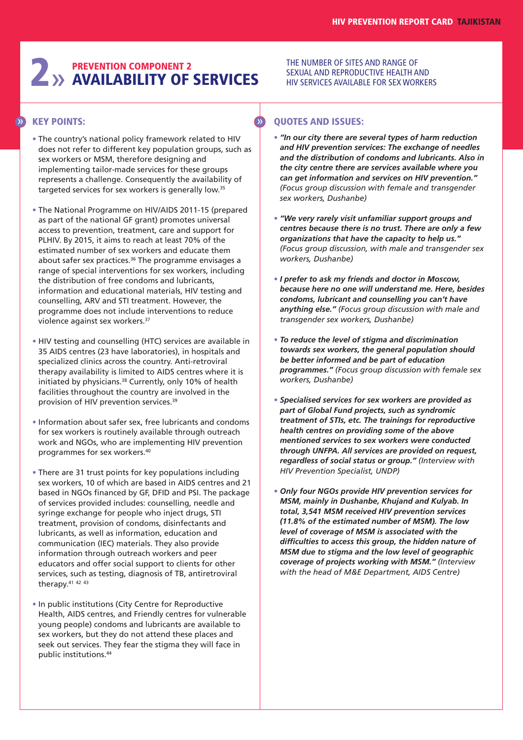# 2 » PREVENTION COMPONENT 2 AVAILABILITY OF SERVICES

THE NUMBER OF SITES AND RANGE OF SEXUAL AND REPRODUCTIVE HEALTH AND HIV SERVICES AVAILABLE FOR SEX WORKERS

## KEY POINTS:

- The country's national policy framework related to HIV does not refer to different key population groups, such as sex workers or MSM, therefore designing and implementing tailor-made services for these groups represents a challenge. Consequently the availability of targeted services for sex workers is generally low.[35]

- The National Programme on HIV/AIDS 2011-15 (prepared as part of the national GF grant) promotes universal access to prevention, treatment, care and support for PLHIV. By 2015, it aims to reach at least 70% of the estimated number of sex workers and educate them about safer sex practices.[36] The programme envisages a range of special interventions for sex workers, including the distribution of free condoms and lubricants, information and educational materials, HIV testing and counselling, ARV and STI treatment. However, the programme does not include interventions to reduce violence against sex workers.[37]

- HIV testing and counselling (HTC) services are available in 35 AIDS centres (23 have laboratories), in hospitals and specialized clinics across the country. Anti-retroviral therapy availability is limited to AIDS centres where it is initiated by physicians.[38] Currently, only 10% of health facilities throughout the country are involved in the provision of HIV prevention services.[39]

- Information about safer sex, free lubricants and condoms for sex workers is routinely available through outreach work and NGOs, who are implementing HIV prevention programmes for sex workers.[40]

- There are 31 trust points for key populations including sex workers, 10 of which are based in AIDS centres and 21 based in NGOs financed by GF, DFID and PSI. The package of services provided includes: counselling, needle and syringe exchange for people who inject drugs, STI treatment, provision of condoms, disinfectants and lubricants, as well as information, education and communication (IEC) materials. They also provide information through outreach workers and peer educators and offer social support to clients for other services, such as testing, diagnosis of TB, antiretroviral therapy.[41 42 43]

- In public institutions (City Centre for Reproductive Health, AIDS centres, and Friendly centres for vulnerable young people) condoms and lubricants are available to sex workers, but they do not attend these places and seek out services. They fear the stigma they will face in public institutions.[44]

## QUOTES AND ISSUES:

- ***"In our city there are several types of harm reduction and HIV prevention services: The exchange of needles and the distribution of condoms and lubricants. Also in the city centre there are services available where you can get information and services on HIV prevention."*** *(Focus group discussion with female and transgender sex workers, Dushanbe)*

- ***"We very rarely visit unfamiliar support groups and centres because there is no trust. There are only a few organizations that have the capacity to help us."*** *(Focus group discussion, with male and transgender sex workers, Dushanbe)*

- ***I prefer to ask my friends and doctor in Moscow, because here no one will understand me. Here, besides condoms, lubricant and counselling you can't have anything else."*** *(Focus group discussion with male and transgender sex workers, Dushanbe)*

- ***To reduce the level of stigma and discrimination towards sex workers, the general population should be better informed and be part of education programmes."*** *(Focus group discussion with female sex workers, Dushanbe)*

- ***Specialised services for sex workers are provided as part of Global Fund projects, such as syndromic treatment of STIs, etc. The trainings for reproductive health centres on providing some of the above mentioned services to sex workers were conducted through UNFPA. All services are provided on request, regardless of social status or group."*** *(Interview with HIV Prevention Specialist, UNDP)*

- ***Only four NGOs provide HIV prevention services for MSM, mainly in Dushanbe, Khujand and Kulyab. In total, 3,541 MSM received HIV prevention services (11.8% of the estimated number of MSM). The low level of coverage of MSM is associated with the difficulties to access this group, the hidden nature of MSM due to stigma and the low level of geographic coverage of projects working with MSM."*** *(Interview with the head of M&E Department, AIDS Centre)*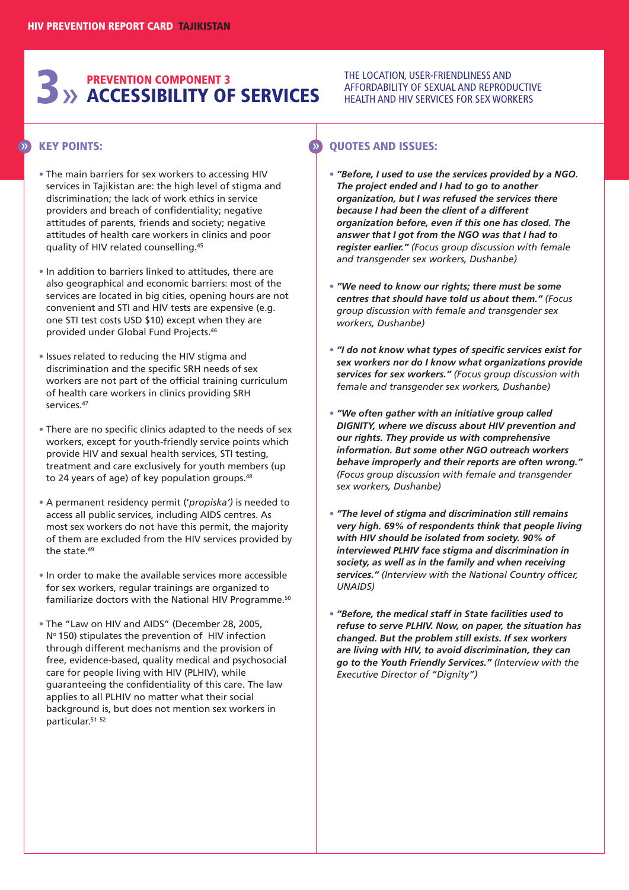# 3 » PREVENTION COMPONENT 3 ACCESSIBILITY OF SERVICES

THE LOCATION, USER-FRIENDLINESS AND AFFORDABILITY OF SEXUAL AND REPRODUCTIVE HEALTH AND HIV SERVICES FOR SEX WORKERS

## KEY POINTS:

- The main barriers for sex workers to accessing HIV services in Tajikistan are: the high level of stigma and discrimination; the lack of work ethics in service providers and breach of confidentiality; negative attitudes of parents, friends and society; negative attitudes of health care workers in clinics and poor quality of HIV related counselling.[45]

- In addition to barriers linked to attitudes, there are also geographical and economic barriers: most of the services are located in big cities, opening hours are not convenient and STI and HIV tests are expensive (e.g. one STI test costs USD $10) except when they are provided under Global Fund Projects.[46]

- Issues related to reducing the HIV stigma and discrimination and the specific SRH needs of sex workers are not part of the official training curriculum of health care workers in clinics providing SRH services.[47]

- There are no specific clinics adapted to the needs of sex workers, except for youth-friendly service points which provide HIV and sexual health services, STI testing, treatment and care exclusively for youth members (up to 24 years of age) of key population groups.[48]

- A permanent residency permit (*'propiska'*) is needed to access all public services, including AIDS centres. As most sex workers do not have this permit, the majority of them are excluded from the HIV services provided by the state.[49]

- In order to make the available services more accessible for sex workers, regular trainings are organized to familiarize doctors with the National HIV Programme.[50]

- The "Law on HIV and AIDS" (December 28, 2005, Nº 150) stipulates the prevention of HIV infection through different mechanisms and the provision of free, evidence-based, quality medical and psychosocial care for people living with HIV (PLHIV), while guaranteeing the confidentiality of this care. The law applies to all PLHIV no matter what their social background is, but does not mention sex workers in particular.[51] [52]

## QUOTES AND ISSUES:

- ***"Before, I used to use the services provided by a NGO. The project ended and I had to go to another organization, but I was refused the services there because I had been the client of a different organization before, even if this one has closed. The answer that I got from the NGO was that I had to register earlier."*** *(Focus group discussion with female and transgender sex workers, Dushanbe)*

- ***"We need to know our rights; there must be some centres that should have told us about them."*** *(Focus group discussion with female and transgender sex workers, Dushanbe)*

- ***"I do not know what types of specific services exist for sex workers nor do I know what organizations provide services for sex workers."*** *(Focus group discussion with female and transgender sex workers, Dushanbe)*

- ***"We often gather with an initiative group called DIGNITY, where we discuss about HIV prevention and our rights. They provide us with comprehensive information. But some other NGO outreach workers behave improperly and their reports are often wrong."*** *(Focus group discussion with female and transgender sex workers, Dushanbe)*

- ***"The level of stigma and discrimination still remains very high. 69% of respondents think that people living with HIV should be isolated from society. 90% of interviewed PLHIV face stigma and discrimination in society, as well as in the family and when receiving services."*** *(Interview with the National Country officer, UNAIDS)*

- ***"Before, the medical staff in State facilities used to refuse to serve PLHIV. Now, on paper, the situation has changed. But the problem still exists. If sex workers are living with HIV, to avoid discrimination, they can go to the Youth Friendly Services."*** *(Interview with the Executive Director of "Dignity")*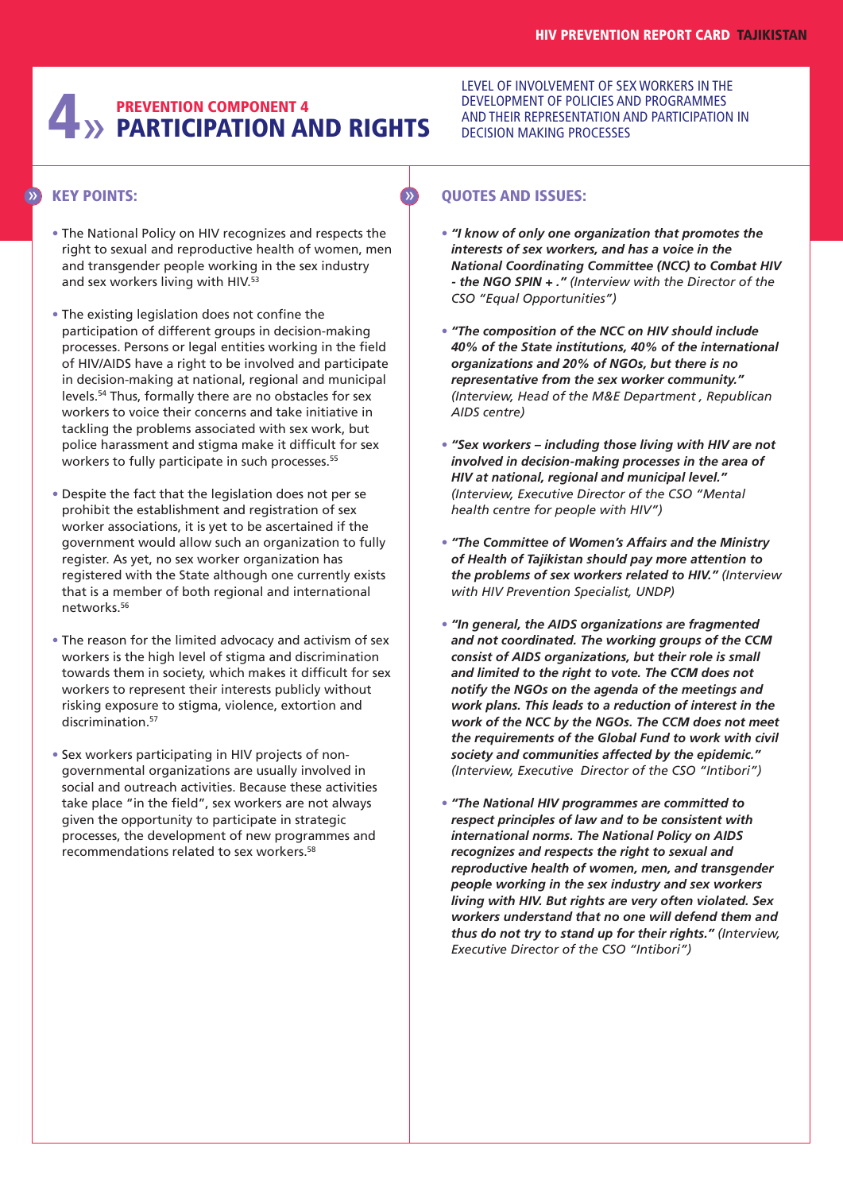# 4 » PREVENTION COMPONENT 4 PARTICIPATION AND RIGHTS

LEVEL OF INVOLVEMENT OF SEX WORKERS IN THE DEVELOPMENT OF POLICIES AND PROGRAMMES AND THEIR REPRESENTATION AND PARTICIPATION IN DECISION MAKING PROCESSES

## KEY POINTS:

- The National Policy on HIV recognizes and respects the right to sexual and reproductive health of women, men and transgender people working in the sex industry and sex workers living with HIV.[53]
- The existing legislation does not confine the participation of different groups in decision-making processes. Persons or legal entities working in the field of HIV/AIDS have a right to be involved and participate in decision-making at national, regional and municipal levels.[54] Thus, formally there are no obstacles for sex workers to voice their concerns and take initiative in tackling the problems associated with sex work, but police harassment and stigma make it difficult for sex workers to fully participate in such processes.[55]
- Despite the fact that the legislation does not per se prohibit the establishment and registration of sex worker associations, it is yet to be ascertained if the government would allow such an organization to fully register. As yet, no sex worker organization has registered with the State although one currently exists that is a member of both regional and international networks.[56]
- The reason for the limited advocacy and activism of sex workers is the high level of stigma and discrimination towards them in society, which makes it difficult for sex workers to represent their interests publicly without risking exposure to stigma, violence, extortion and discrimination.[57]
- Sex workers participating in HIV projects of non-governmental organizations are usually involved in social and outreach activities. Because these activities take place "in the field", sex workers are not always given the opportunity to participate in strategic processes, the development of new programmes and recommendations related to sex workers.[58]

## QUOTES AND ISSUES:

- ***"I know of only one organization that promotes the interests of sex workers, and has a voice in the National Coordinating Committee (NCC) to Combat HIV - the NGO SPIN + ."*** *(Interview with the Director of the CSO "Equal Opportunities")*
- ***"The composition of the NCC on HIV should include 40% of the State institutions, 40% of the international organizations and 20% of NGOs, but there is no representative from the sex worker community."*** *(Interview, Head of the M&E Department , Republican AIDS centre)*
- ***"Sex workers – including those living with HIV are not involved in decision-making processes in the area of HIV at national, regional and municipal level."*** *(Interview, Executive Director of the CSO "Mental health centre for people with HIV")*
- ***"The Committee of Women's Affairs and the Ministry of Health of Tajikistan should pay more attention to the problems of sex workers related to HIV."*** *(Interview with HIV Prevention Specialist, UNDP)*
- ***"In general, the AIDS organizations are fragmented and not coordinated. The working groups of the CCM consist of AIDS organizations, but their role is small and limited to the right to vote. The CCM does not notify the NGOs on the agenda of the meetings and work plans. This leads to a reduction of interest in the work of the NCC by the NGOs. The CCM does not meet the requirements of the Global Fund to work with civil society and communities affected by the epidemic."*** *(Interview, Executive Director of the CSO "Intibori")*
- ***"The National HIV programmes are committed to respect principles of law and to be consistent with international norms. The National Policy on AIDS recognizes and respects the right to sexual and reproductive health of women, men, and transgender people working in the sex industry and sex workers living with HIV. But rights are very often violated. Sex workers understand that no one will defend them and thus do not try to stand up for their rights."*** *(Interview, Executive Director of the CSO "Intibori")*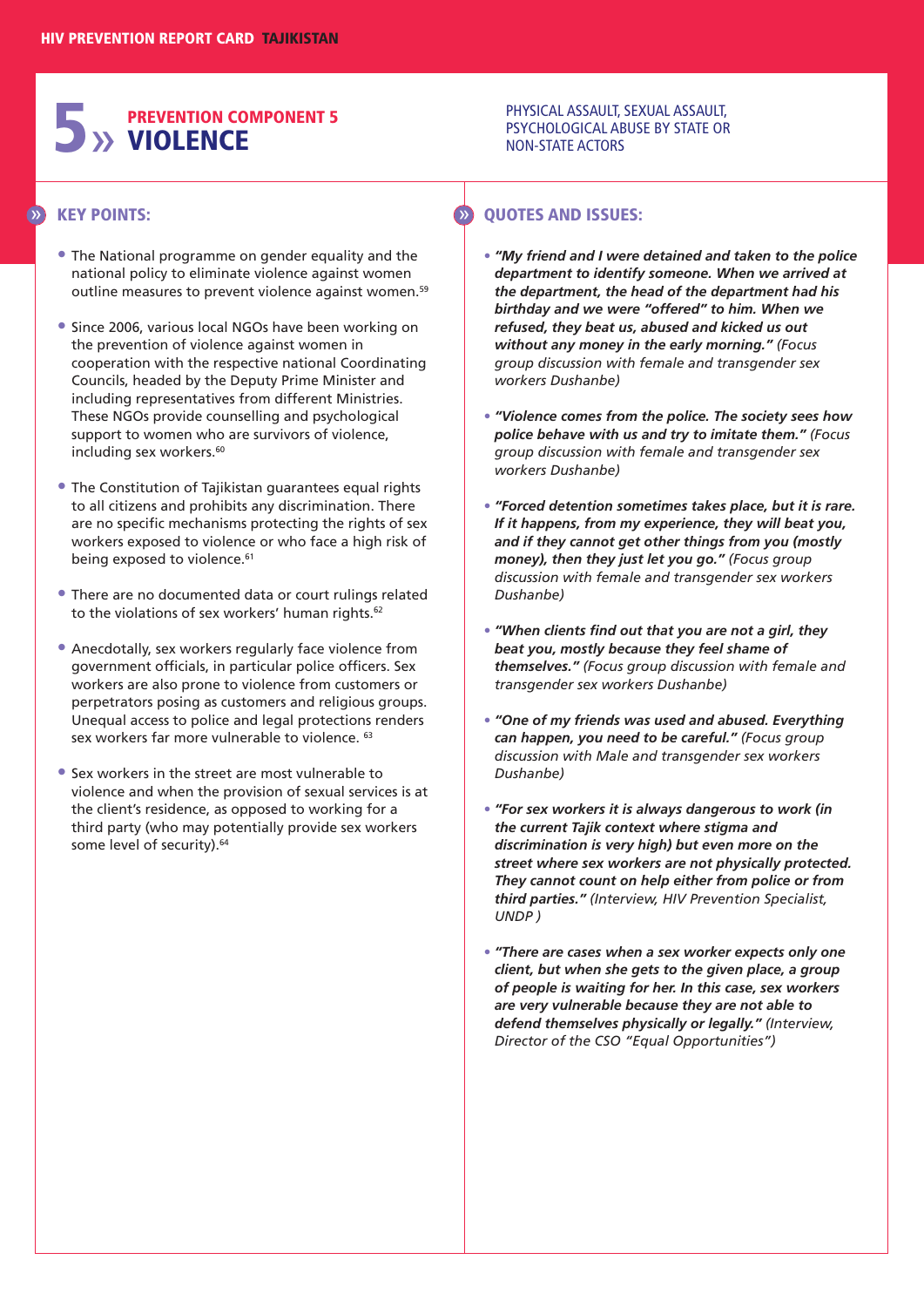# 5 » PREVENTION COMPONENT 5 VIOLENCE

PHYSICAL ASSAULT, SEXUAL ASSAULT, PSYCHOLOGICAL ABUSE BY STATE OR NON-STATE ACTORS

## KEY POINTS:

- The National programme on gender equality and the national policy to eliminate violence against women outline measures to prevent violence against women.[59]
- Since 2006, various local NGOs have been working on the prevention of violence against women in cooperation with the respective national Coordinating Councils, headed by the Deputy Prime Minister and including representatives from different Ministries. These NGOs provide counselling and psychological support to women who are survivors of violence, including sex workers.[60]
- The Constitution of Tajikistan guarantees equal rights to all citizens and prohibits any discrimination. There are no specific mechanisms protecting the rights of sex workers exposed to violence or who face a high risk of being exposed to violence.[61]
- There are no documented data or court rulings related to the violations of sex workers' human rights.[62]
- Anecdotally, sex workers regularly face violence from government officials, in particular police officers. Sex workers are also prone to violence from customers or perpetrators posing as customers and religious groups. Unequal access to police and legal protections renders sex workers far more vulnerable to violence.[63]
- Sex workers in the street are most vulnerable to violence and when the provision of sexual services is at the client's residence, as opposed to working for a third party (who may potentially provide sex workers some level of security).[64]

## QUOTES AND ISSUES:

- ***"My friend and I were detained and taken to the police department to identify someone. When we arrived at the department, the head of the department had his birthday and we were "offered" to him. When we refused, they beat us, abused and kicked us out without any money in the early morning."*** *(Focus group discussion with female and transgender sex workers Dushanbe)*
- ***"Violence comes from the police. The society sees how police behave with us and try to imitate them."*** *(Focus group discussion with female and transgender sex workers Dushanbe)*
- ***"Forced detention sometimes takes place, but it is rare. If it happens, from my experience, they will beat you, and if they cannot get other things from you (mostly money), then they just let you go."*** *(Focus group discussion with female and transgender sex workers Dushanbe)*
- ***"When clients find out that you are not a girl, they beat you, mostly because they feel shame of themselves."*** *(Focus group discussion with female and transgender sex workers Dushanbe)*
- ***"One of my friends was used and abused. Everything can happen, you need to be careful."*** *(Focus group discussion with Male and transgender sex workers Dushanbe)*
- ***"For sex workers it is always dangerous to work (in the current Tajik context where stigma and discrimination is very high) but even more on the street where sex workers are not physically protected. They cannot count on help either from police or from third parties."*** *(Interview, HIV Prevention Specialist, UNDP )*
- ***"There are cases when a sex worker expects only one client, but when she gets to the given place, a group of people is waiting for her. In this case, sex workers are very vulnerable because they are not able to defend themselves physically or legally."*** *(Interview, Director of the CSO "Equal Opportunities")*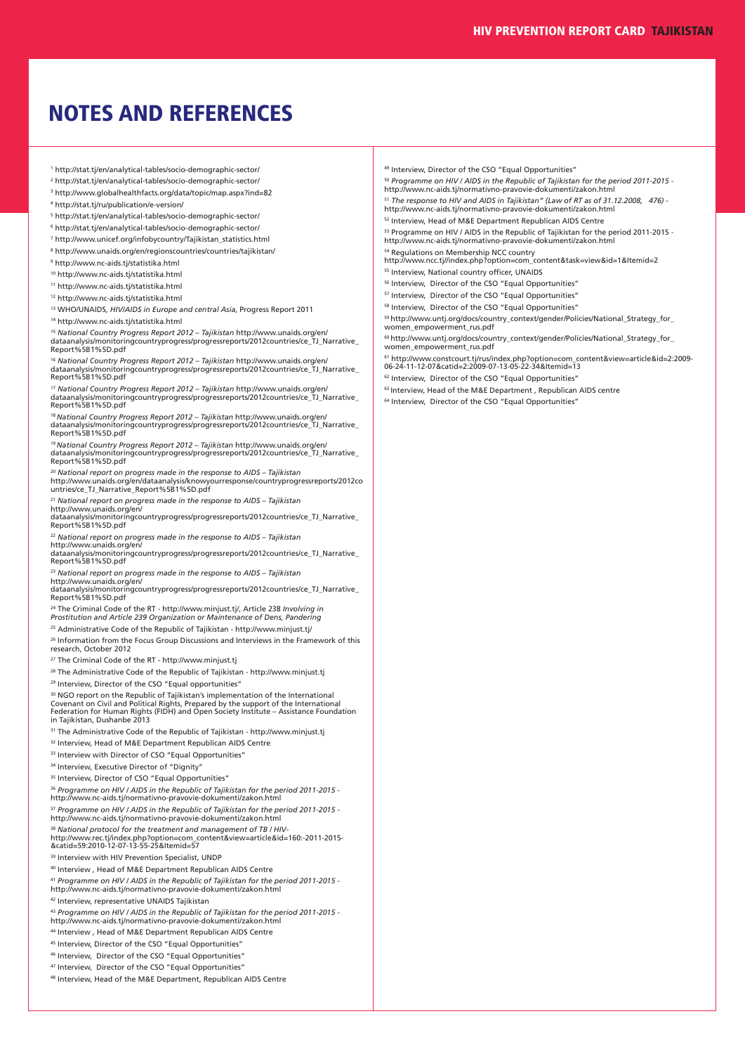# NOTES AND REFERENCES

[1] http://stat.tj/en/analytical-tables/socio-demographic-sector/

[2] http://stat.tj/en/analytical-tables/socio-demographic-sector/

[3] http://www.globalhealthfacts.org/data/topic/map.aspx?ind=82

[4] http://stat.tj/ru/publication/e-version/

[5] http://stat.tj/en/analytical-tables/socio-demographic-sector/

[6] http://stat.tj/en/analytical-tables/socio-demographic-sector/

[7] http://www.unicef.org/infobycountry/Tajikistan_statistics.html

[8] http://www.unaids.org/en/regionscountries/countries/tajikistan/

[9] http://www.nc-aids.tj/statistika.html

[10] http://www.nc-aids.tj/statistika.html

[11] http://www.nc-aids.tj/statistika.html

[12] http://www.nc-aids.tj/statistika.html

[13] WHO/UNAIDS, *HIV/AIDS in Europe and central Asia*, Progress Report 2011

[14] http://www.nc-aids.tj/statistika.html

[15] *National Country Progress Report 2012 – Tajikistan* http://www.unaids.org/en/dataanalysis/monitoringcountryprogress/progressreports/2012countries/ce_TJ_Narrative_Report%5B1%5D.pdf

[16] *National Country Progress Report 2012 – Tajikistan* http://www.unaids.org/en/dataanalysis/monitoringcountryprogress/progressreports/2012countries/ce_TJ_Narrative_Report%5B1%5D.pdf

[17] *National Country Progress Report 2012 – Tajikistan* http://www.unaids.org/en/dataanalysis/monitoringcountryprogress/progressreports/2012countries/ce_TJ_Narrative_Report%5B1%5D.pdf

[18] *National Country Progress Report 2012 – Tajikistan* http://www.unaids.org/en/dataanalysis/monitoringcountryprogress/progressreports/2012countries/ce_TJ_Narrative_Report%5B1%5D.pdf

[19] *National Country Progress Report 2012 – Tajikistan* http://www.unaids.org/en/dataanalysis/monitoringcountryprogress/progressreports/2012countries/ce_TJ_Narrative_Report%5B1%5D.pdf

[20] *National report on progress made in the response to AIDS – Tajikistan* http://www.unaids.org/en/dataanalysis/knowyourresponse/countryprogressreports/2012countries/ce_TJ_Narrative_Report%5B1%5D.pdf

[21] *National report on progress made in the response to AIDS – Tajikistan* http://www.unaids.org/en/dataanalysis/monitoringcountryprogress/progressreports/2012countries/ce_TJ_Narrative_Report%5B1%5D.pdf

[22] *National report on progress made in the response to AIDS – Tajikistan* http://www.unaids.org/en/dataanalysis/monitoringcountryprogress/progressreports/2012countries/ce_TJ_Narrative_Report%5B1%5D.pdf

[23] *National report on progress made in the response to AIDS – Tajikistan* http://www.unaids.org/en/dataanalysis/monitoringcountryprogress/progressreports/2012countries/ce_TJ_Narrative_Report%5B1%5D.pdf

[24] The Criminal Code of the RT - http://www.minjust.tj/, Article 238 *Involving in Prostitution and Article 239 Organization or Maintenance of Dens, Pandering*

[25] Administrative Code of the Republic of Tajikistan - http://www.minjust.tj/

[26] Information from the Focus Group Discussions and Interviews in the Framework of this research, October 2012

[27] The Criminal Code of the RT - http://www.minjust.tj

[28] The Administrative Code of the Republic of Tajikistan - http://www.minjust.tj

[29] Interview, Director of the CSO "Equal opportunities"

[30] NGO report on the Republic of Tajikistan's implementation of the International Covenant on Civil and Political Rights, Prepared by the support of the International Federation for Human Rights (FIDH) and Open Society Institute – Assistance Foundation in Tajikistan, Dushanbe 2013

[31] The Administrative Code of the Republic of Tajikistan - http://www.minjust.tj

[32] Interview, Head of M&E Department Republican AIDS Centre

[33] Interview with Director of CSO "Equal Opportunities"

[34] Interview, Executive Director of "Dignity"

[35] Interview, Director of CSO "Equal Opportunities"

[36] *Programme on HIV / AIDS in the Republic of Tajikistan for the period 2011-2015* - http://www.nc-aids.tj/normativno-pravovie-dokumenti/zakon.html

[37] *Programme on HIV / AIDS in the Republic of Tajikistan for the period 2011-2015* - http://www.nc-aids.tj/normativno-pravovie-dokumenti/zakon.html

[38] *National protocol for the treatment and management of TB / HIV-* http://www.rec.tj/index.php?option=com_content&view=article&id=160:-2011-2015-&catid=59:2010-12-07-13-55-25&Itemid=57

[39] Interview with HIV Prevention Specialist, UNDP

[40] Interview , Head of M&E Department Republican AIDS Centre

[41] *Programme on HIV / AIDS in the Republic of Tajikistan for the period 2011-2015* - http://www.nc-aids.tj/normativno-pravovie-dokumenti/zakon.html

[42] Interview, representative UNAIDS Tajikistan

[43] *Programme on HIV / AIDS in the Republic of Tajikistan for the period 2011-2015* - http://www.nc-aids.tj/normativno-pravovie-dokumenti/zakon.html

[44] Interview , Head of M&E Department Republican AIDS Centre

[45] Interview, Director of the CSO "Equal Opportunities"

[46] Interview, Director of the CSO "Equal Opportunities"

[47] Interview, Director of the CSO "Equal Opportunities"

[48] Interview, Head of the M&E Department, Republican AIDS Centre

[49] Interview, Director of the CSO "Equal Opportunities"

[50] *Programme on HIV / AIDS in the Republic of Tajikistan for the period 2011-2015* - http://www.nc-aids.tj/normativno-pravovie-dokumenti/zakon.html

[51] *The response to HIV and AIDS in Tajikistan" (Law of RT as of 31.12.2008, 476)* - http://www.nc-aids.tj/normativno-pravovie-dokumenti/zakon.html

[52] Interview, Head of M&E Department Republican AIDS Centre

[53] Programme on HIV / AIDS in the Republic of Tajikistan for the period 2011-2015 - http://www.nc-aids.tj/normativno-pravovie-dokumenti/zakon.html

[54] Regulations on Membership NCC country http://www.ncc.tj/index.php?option=com_content&task=view&id=1&Itemid=2

[55] Interview, National country officer, UNAIDS

[56] Interview, Director of the CSO "Equal Opportunities"

[57] Interview, Director of the CSO "Equal Opportunities"

[58] Interview, Director of the CSO "Equal Opportunities"

[59] http://www.untj.org/docs/country_context/gender/Policies/National_Strategy_for_women_empowerment_rus.pdf

[60] http://www.untj.org/docs/country_context/gender/Policies/National_Strategy_for_women_empowerment_rus.pdf

[61] http://www.constcourt.tj/rus/index.php?option=com_content&view=article&id=2:2009-06-24-11-12-07&catid=2:2009-07-13-05-22-34&Itemid=13

[62] Interview, Director of the CSO "Equal Opportunities"

[63] Interview, Head of the M&E Department , Republican AIDS centre

[64] Interview, Director of the CSO "Equal Opportunities"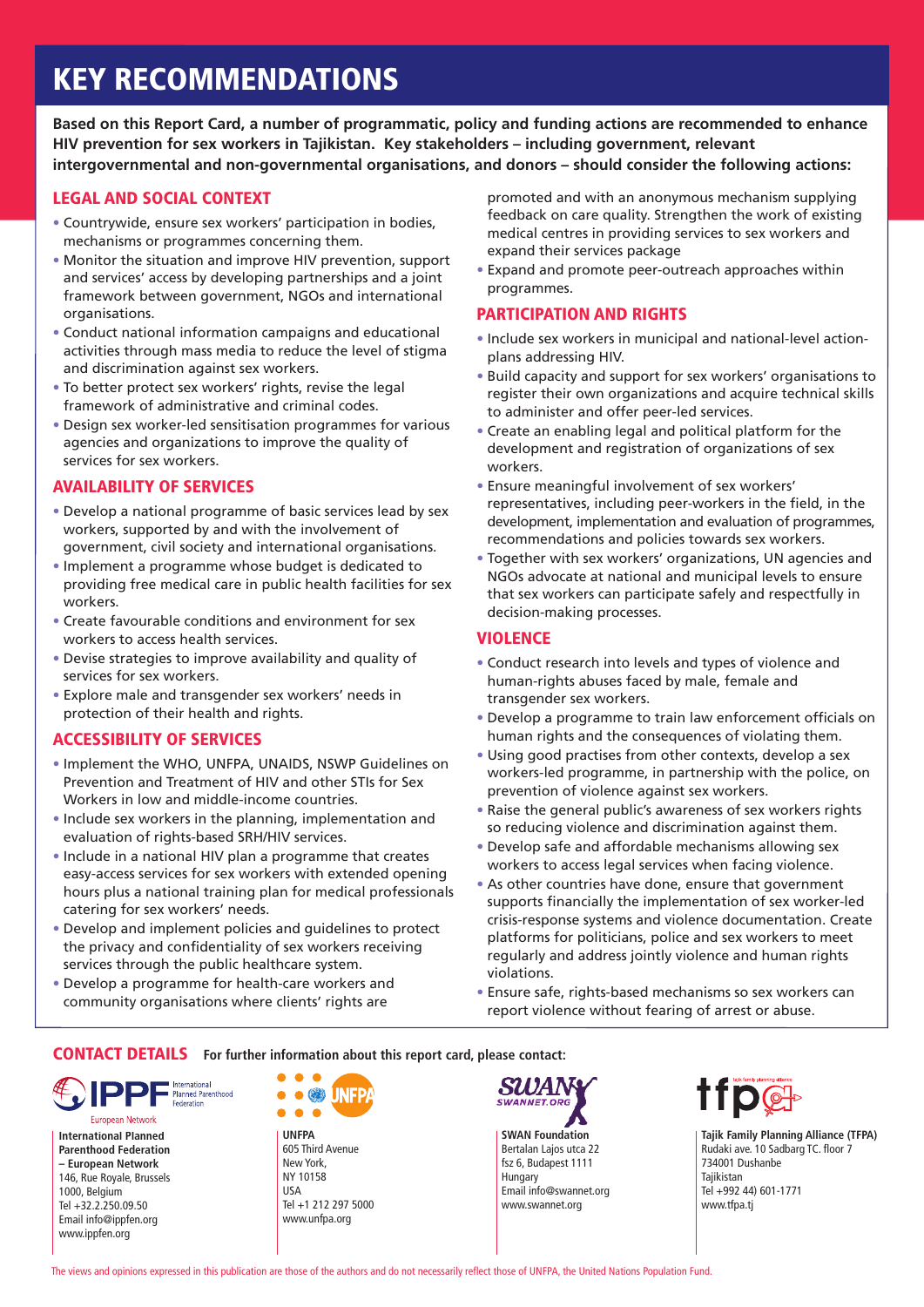# KEY RECOMMENDATIONS

**Based on this Report Card, a number of programmatic, policy and funding actions are recommended to enhance HIV prevention for sex workers in Tajikistan. Key stakeholders – including government, relevant intergovernmental and non-governmental organisations, and donors – should consider the following actions:**

## LEGAL AND SOCIAL CONTEXT

- Countrywide, ensure sex workers' participation in bodies, mechanisms or programmes concerning them.
- Monitor the situation and improve HIV prevention, support and services' access by developing partnerships and a joint framework between government, NGOs and international organisations.
- Conduct national information campaigns and educational activities through mass media to reduce the level of stigma and discrimination against sex workers.
- To better protect sex workers' rights, revise the legal framework of administrative and criminal codes.
- Design sex worker-led sensitisation programmes for various agencies and organizations to improve the quality of services for sex workers.

## AVAILABILITY OF SERVICES

- Develop a national programme of basic services lead by sex workers, supported by and with the involvement of government, civil society and international organisations.
- Implement a programme whose budget is dedicated to providing free medical care in public health facilities for sex workers.
- Create favourable conditions and environment for sex workers to access health services.
- Devise strategies to improve availability and quality of services for sex workers.
- Explore male and transgender sex workers' needs in protection of their health and rights.

## ACCESSIBILITY OF SERVICES

- Implement the WHO, UNFPA, UNAIDS, NSWP Guidelines on Prevention and Treatment of HIV and other STIs for Sex Workers in low and middle-income countries.
- Include sex workers in the planning, implementation and evaluation of rights-based SRH/HIV services.
- Include in a national HIV plan a programme that creates easy-access services for sex workers with extended opening hours plus a national training plan for medical professionals catering for sex workers' needs.
- Develop and implement policies and guidelines to protect the privacy and confidentiality of sex workers receiving services through the public healthcare system.
- Develop a programme for health-care workers and community organisations where clients' rights are promoted and with an anonymous mechanism supplying feedback on care quality. Strengthen the work of existing medical centres in providing services to sex workers and expand their services package
- Expand and promote peer-outreach approaches within programmes.

## PARTICIPATION AND RIGHTS

- Include sex workers in municipal and national-level action-plans addressing HIV.
- Build capacity and support for sex workers' organisations to register their own organizations and acquire technical skills to administer and offer peer-led services.
- Create an enabling legal and political platform for the development and registration of organizations of sex workers.
- Ensure meaningful involvement of sex workers' representatives, including peer-workers in the field, in the development, implementation and evaluation of programmes, recommendations and policies towards sex workers.
- Together with sex workers' organizations, UN agencies and NGOs advocate at national and municipal levels to ensure that sex workers can participate safely and respectfully in decision-making processes.

## VIOLENCE

- Conduct research into levels and types of violence and human-rights abuses faced by male, female and transgender sex workers.
- Develop a programme to train law enforcement officials on human rights and the consequences of violating them.
- Using good practises from other contexts, develop a sex workers-led programme, in partnership with the police, on prevention of violence against sex workers.
- Raise the general public's awareness of sex workers rights so reducing violence and discrimination against them.
- Develop safe and affordable mechanisms allowing sex workers to access legal services when facing violence.
- As other countries have done, ensure that government supports financially the implementation of sex worker-led crisis-response systems and violence documentation. Create platforms for politicians, police and sex workers to meet regularly and address jointly violence and human rights violations.
- Ensure safe, rights-based mechanisms so sex workers can report violence without fearing of arrest or abuse.

## CONTACT DETAILS

**For further information about this report card, please contact:**

IPPF International Planned Parenthood Federation European Network

**International Planned Parenthood Federation – European Network**
146, Rue Royale, Brussels
1000, Belgium
Tel +32.2.250.09.50
Email info@ippfen.org
www.ippfen.org

UNFPA

**UNFPA**
605 Third Avenue
New York,
NY 10158
USA
Tel +1 212 297 5000
www.unfpa.org

SWAN SWANNET.ORG

**SWAN Foundation**
Bertalan Lajos utca 22
fsz 6, Budapest 1111
Hungary
Email info@swannet.org
www.swannet.org

tfpa tajik family planning alliance

**Tajik Family Planning Alliance (TFPA)**
Rudaki ave. 10 Sadbarg TC. floor 7
734001 Dushanbe
Tajikistan
Tel +992 44) 601-1771
www.tfpa.tj

The views and opinions expressed in this publication are those of the authors and do not necessarily reflect those of UNFPA, the United Nations Population Fund.